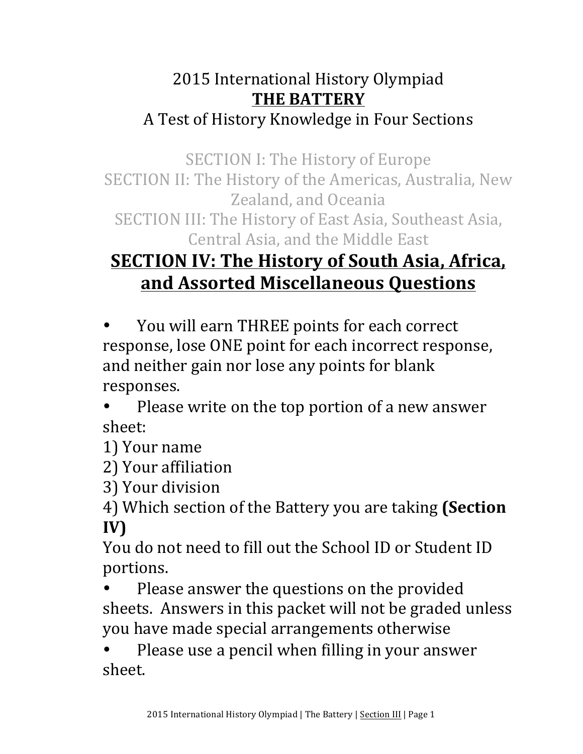2015 International History Olympiad

**THE BATTERY**

A Test of History Knowledge in Four Sections

SECTION I: The History of Europe

SECTION II: The History of the Americas, Australia, New Zealand, and Oceania

SECTION III: The History of East Asia, Southeast Asia, Central Asia, and the Middle East

# SECTION IV: The History of South Asia, Africa, and Assorted Miscellaneous Questions

- You will earn THREE points for each correct response, lose ONE point for each incorrect response, and neither gain nor lose any points for blank responses.
- Please write on the top portion of a new answer sheet:

1) Your name
2) Your affiliation
3) Your division
4) Which section of the Battery you are taking **(Section IV)**

You do not need to fill out the School ID or Student ID portions.

- Please answer the questions on the provided sheets. Answers in this packet will not be graded unless you have made special arrangements otherwise
- Please use a pencil when filling in your answer sheet.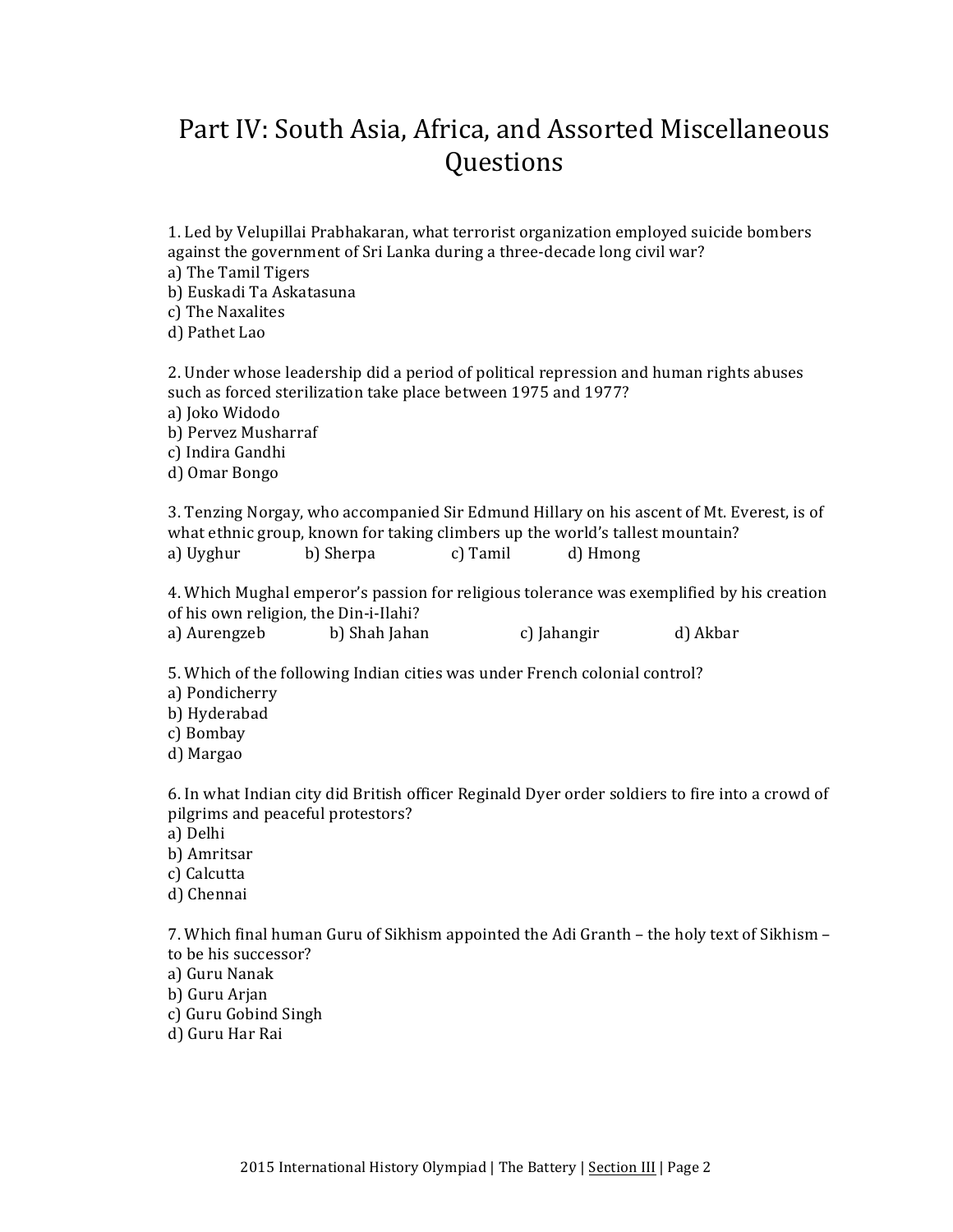# Part IV: South Asia, Africa, and Assorted Miscellaneous Questions

1. Led by Velupillai Prabhakaran, what terrorist organization employed suicide bombers against the government of Sri Lanka during a three-decade long civil war?
a) The Tamil Tigers
b) Euskadi Ta Askatasuna
c) The Naxalites
d) Pathet Lao

2. Under whose leadership did a period of political repression and human rights abuses such as forced sterilization take place between 1975 and 1977?
a) Joko Widodo
b) Pervez Musharraf
c) Indira Gandhi
d) Omar Bongo

3. Tenzing Norgay, who accompanied Sir Edmund Hillary on his ascent of Mt. Everest, is of what ethnic group, known for taking climbers up the world's tallest mountain?
a) Uyghur b) Sherpa c) Tamil d) Hmong

4. Which Mughal emperor's passion for religious tolerance was exemplified by his creation of his own religion, the Din-i-Ilahi?
a) Aurengzeb b) Shah Jahan c) Jahangir d) Akbar

5. Which of the following Indian cities was under French colonial control?
a) Pondicherry
b) Hyderabad
c) Bombay
d) Margao

6. In what Indian city did British officer Reginald Dyer order soldiers to fire into a crowd of pilgrims and peaceful protestors?
a) Delhi
b) Amritsar
c) Calcutta
d) Chennai

7. Which final human Guru of Sikhism appointed the Adi Granth – the holy text of Sikhism – to be his successor?
a) Guru Nanak
b) Guru Arjan
c) Guru Gobind Singh
d) Guru Har Rai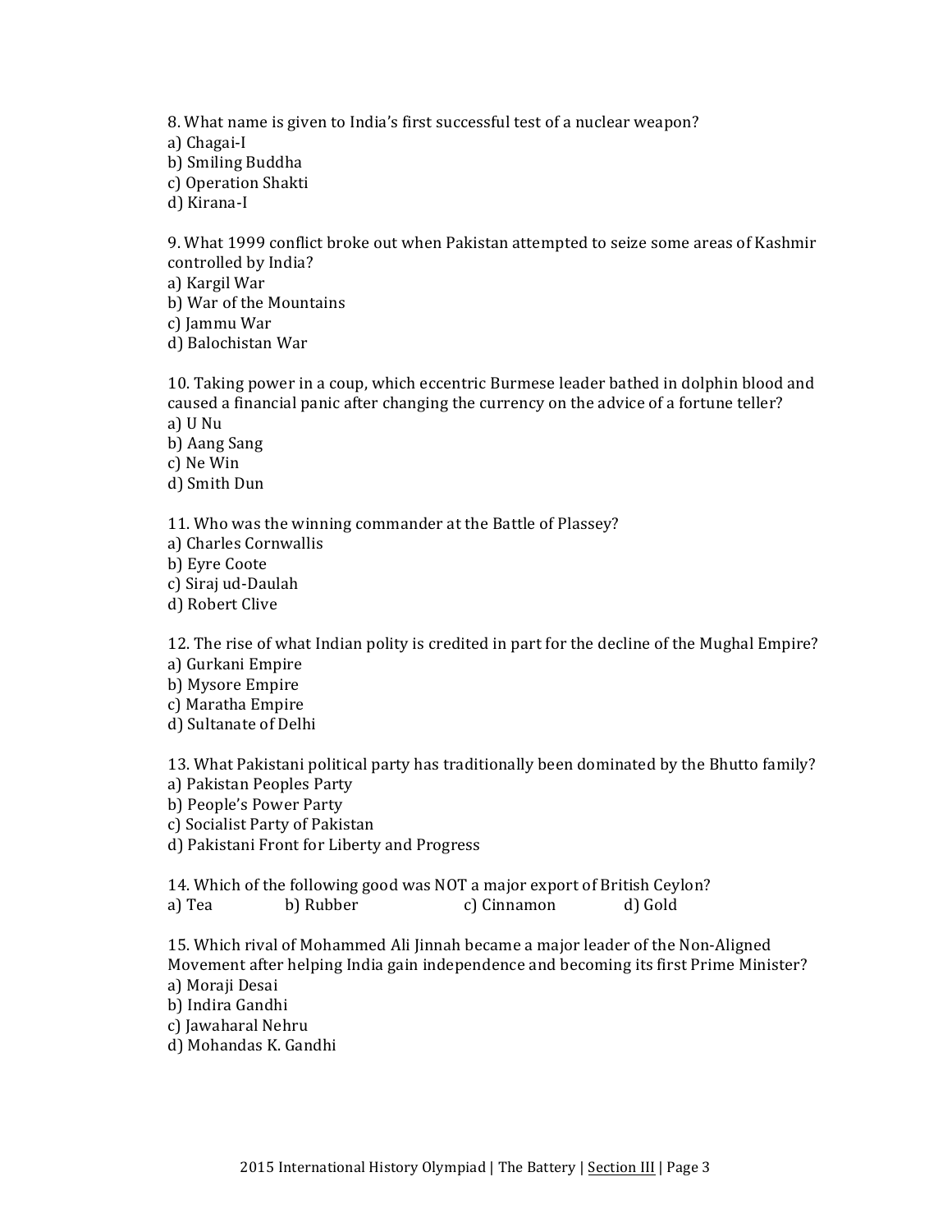8. What name is given to India's first successful test of a nuclear weapon?
a) Chagai-I
b) Smiling Buddha
c) Operation Shakti
d) Kirana-I

9. What 1999 conflict broke out when Pakistan attempted to seize some areas of Kashmir controlled by India?
a) Kargil War
b) War of the Mountains
c) Jammu War
d) Balochistan War

10. Taking power in a coup, which eccentric Burmese leader bathed in dolphin blood and caused a financial panic after changing the currency on the advice of a fortune teller?
a) U Nu
b) Aang Sang
c) Ne Win
d) Smith Dun

11. Who was the winning commander at the Battle of Plassey?
a) Charles Cornwallis
b) Eyre Coote
c) Siraj ud-Daulah
d) Robert Clive

12. The rise of what Indian polity is credited in part for the decline of the Mughal Empire?
a) Gurkani Empire
b) Mysore Empire
c) Maratha Empire
d) Sultanate of Delhi

13. What Pakistani political party has traditionally been dominated by the Bhutto family?
a) Pakistan Peoples Party
b) People's Power Party
c) Socialist Party of Pakistan
d) Pakistani Front for Liberty and Progress

14. Which of the following good was NOT a major export of British Ceylon?
a) Tea b) Rubber c) Cinnamon d) Gold

15. Which rival of Mohammed Ali Jinnah became a major leader of the Non-Aligned Movement after helping India gain independence and becoming its first Prime Minister?
a) Moraji Desai
b) Indira Gandhi
c) Jawaharal Nehru
d) Mohandas K. Gandhi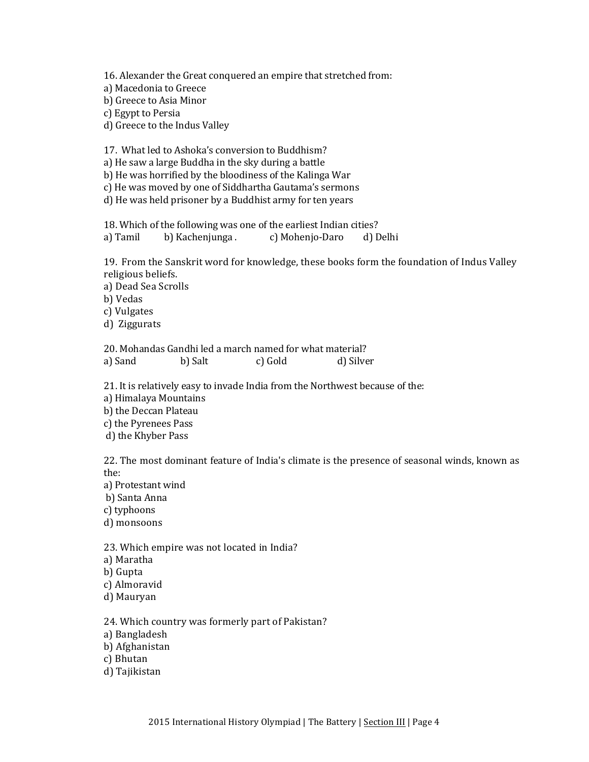16. Alexander the Great conquered an empire that stretched from:
a) Macedonia to Greece
b) Greece to Asia Minor
c) Egypt to Persia
d) Greece to the Indus Valley

17. What led to Ashoka's conversion to Buddhism?
a) He saw a large Buddha in the sky during a battle
b) He was horrified by the bloodiness of the Kalinga War
c) He was moved by one of Siddhartha Gautama's sermons
d) He was held prisoner by a Buddhist army for ten years

18. Which of the following was one of the earliest Indian cities?
a) Tamil b) Kachenjunga . c) Mohenjo-Daro d) Delhi

19. From the Sanskrit word for knowledge, these books form the foundation of Indus Valley religious beliefs.
a) Dead Sea Scrolls
b) Vedas
c) Vulgates
d) Ziggurats

20. Mohandas Gandhi led a march named for what material?
a) Sand b) Salt c) Gold d) Silver

21. It is relatively easy to invade India from the Northwest because of the:
a) Himalaya Mountains
b) the Deccan Plateau
c) the Pyrenees Pass
d) the Khyber Pass

22. The most dominant feature of India's climate is the presence of seasonal winds, known as the:
a) Protestant wind
b) Santa Anna
c) typhoons
d) monsoons

23. Which empire was not located in India?
a) Maratha
b) Gupta
c) Almoravid
d) Mauryan

24. Which country was formerly part of Pakistan?
a) Bangladesh
b) Afghanistan
c) Bhutan
d) Tajikistan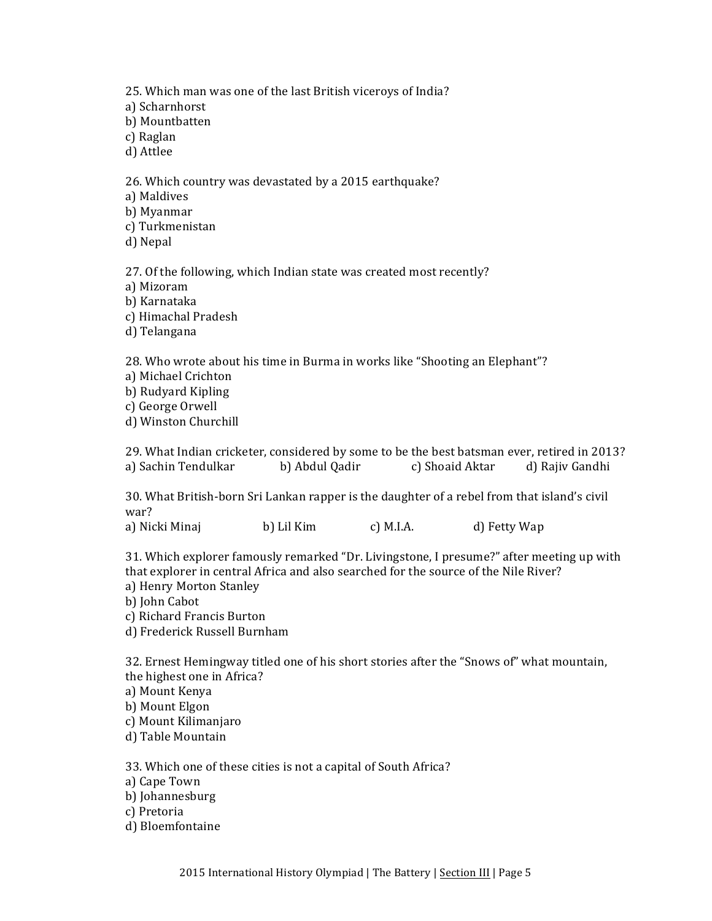25. Which man was one of the last British viceroys of India?
a) Scharnhorst
b) Mountbatten
c) Raglan
d) Attlee

26. Which country was devastated by a 2015 earthquake?
a) Maldives
b) Myanmar
c) Turkmenistan
d) Nepal

27. Of the following, which Indian state was created most recently?
a) Mizoram
b) Karnataka
c) Himachal Pradesh
d) Telangana

28. Who wrote about his time in Burma in works like "Shooting an Elephant"?
a) Michael Crichton
b) Rudyard Kipling
c) George Orwell
d) Winston Churchill

29. What Indian cricketer, considered by some to be the best batsman ever, retired in 2013?
a) Sachin Tendulkar b) Abdul Qadir c) Shoaid Aktar d) Rajiv Gandhi

30. What British-born Sri Lankan rapper is the daughter of a rebel from that island's civil war?
a) Nicki Minaj b) Lil Kim c) M.I.A. d) Fetty Wap

31. Which explorer famously remarked "Dr. Livingstone, I presume?" after meeting up with that explorer in central Africa and also searched for the source of the Nile River?
a) Henry Morton Stanley
b) John Cabot
c) Richard Francis Burton
d) Frederick Russell Burnham

32. Ernest Hemingway titled one of his short stories after the "Snows of" what mountain, the highest one in Africa?
a) Mount Kenya
b) Mount Elgon
c) Mount Kilimanjaro
d) Table Mountain

33. Which one of these cities is not a capital of South Africa?
a) Cape Town
b) Johannesburg
c) Pretoria
d) Bloemfontaine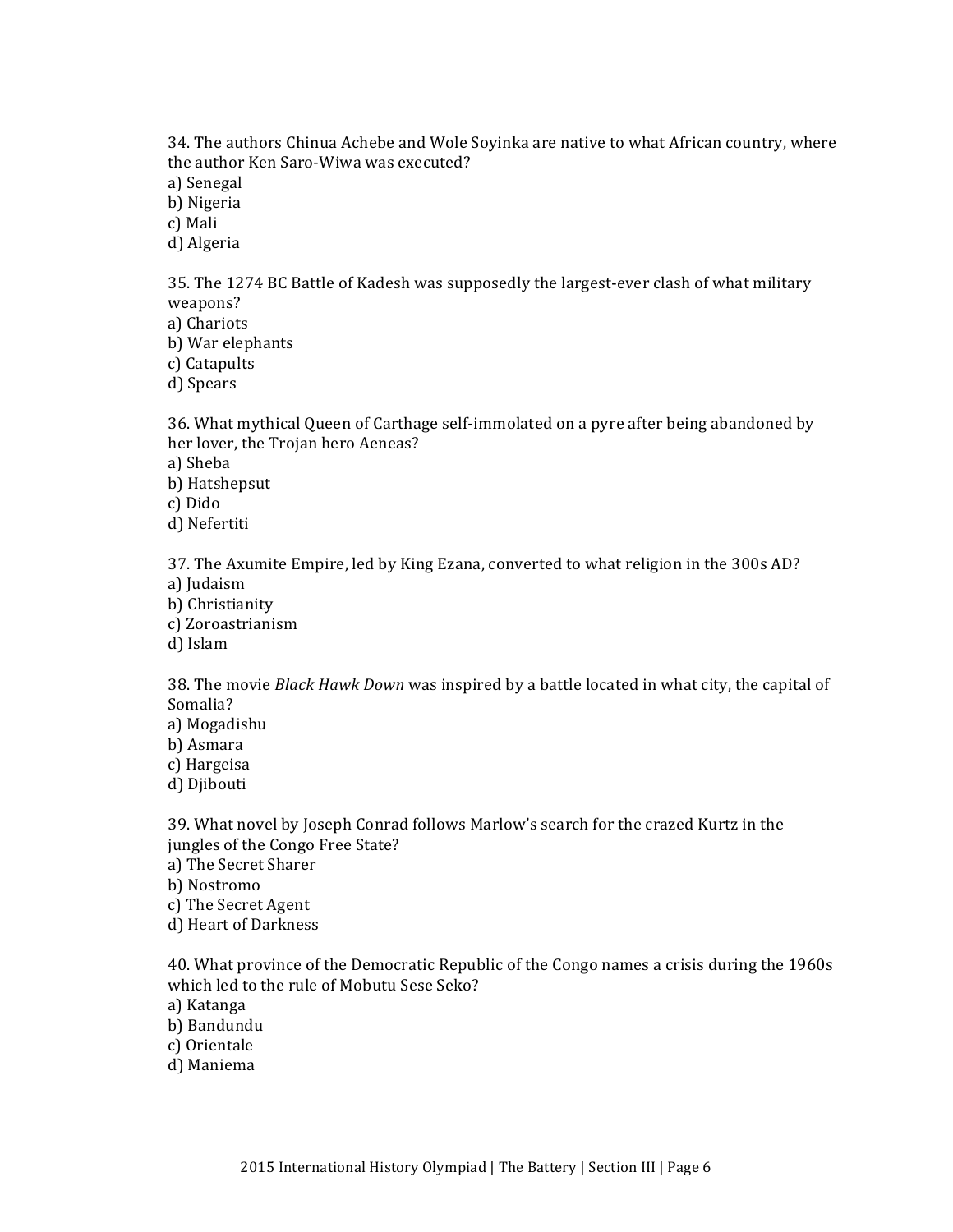34. The authors Chinua Achebe and Wole Soyinka are native to what African country, where the author Ken Saro-Wiwa was executed?
a) Senegal
b) Nigeria
c) Mali
d) Algeria

35. The 1274 BC Battle of Kadesh was supposedly the largest-ever clash of what military weapons?
a) Chariots
b) War elephants
c) Catapults
d) Spears

36. What mythical Queen of Carthage self-immolated on a pyre after being abandoned by her lover, the Trojan hero Aeneas?
a) Sheba
b) Hatshepsut
c) Dido
d) Nefertiti

37. The Axumite Empire, led by King Ezana, converted to what religion in the 300s AD?
a) Judaism
b) Christianity
c) Zoroastrianism
d) Islam

38. The movie *Black Hawk Down* was inspired by a battle located in what city, the capital of Somalia?
a) Mogadishu
b) Asmara
c) Hargeisa
d) Djibouti

39. What novel by Joseph Conrad follows Marlow's search for the crazed Kurtz in the jungles of the Congo Free State?
a) The Secret Sharer
b) Nostromo
c) The Secret Agent
d) Heart of Darkness

40. What province of the Democratic Republic of the Congo names a crisis during the 1960s which led to the rule of Mobutu Sese Seko?
a) Katanga
b) Bandundu
c) Orientale
d) Maniema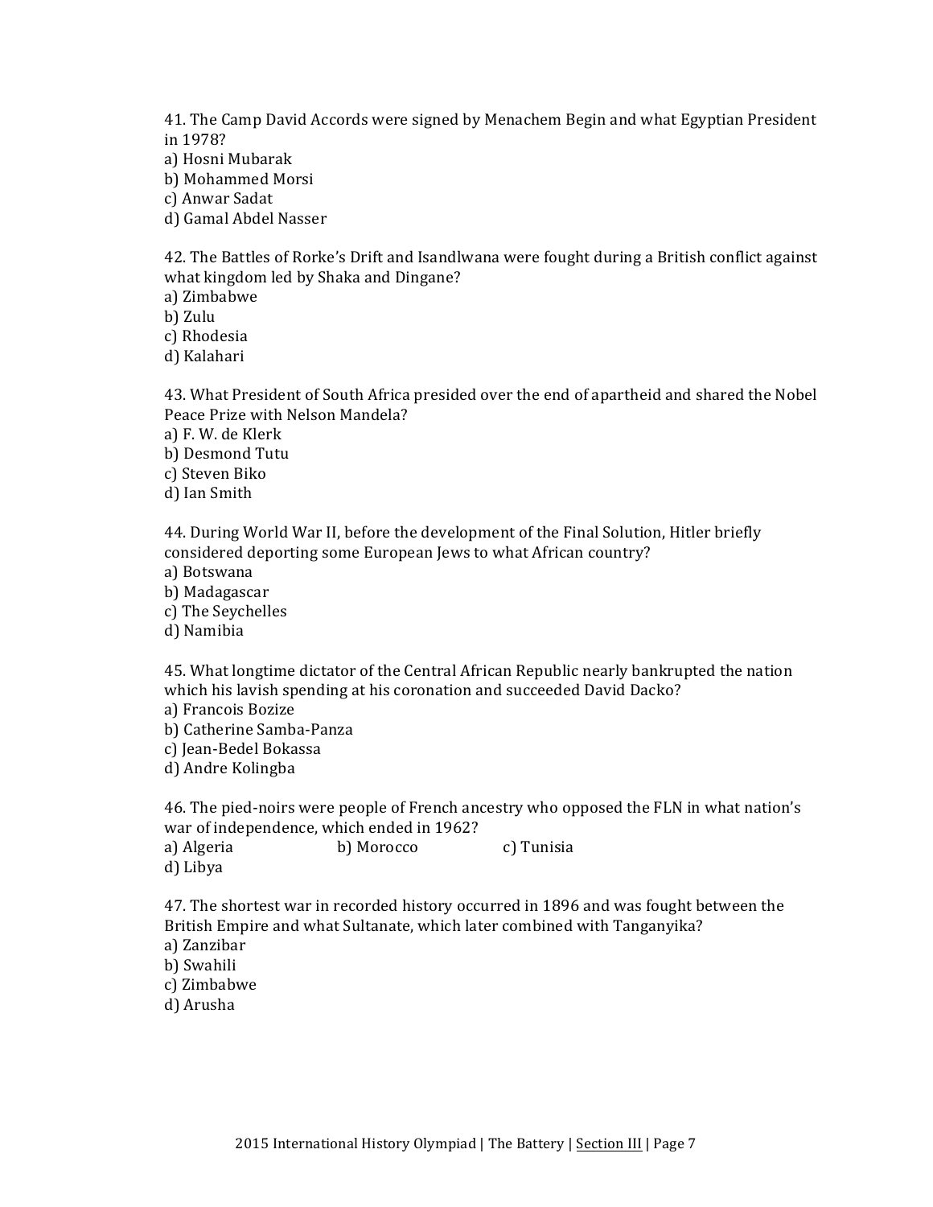41. The Camp David Accords were signed by Menachem Begin and what Egyptian President in 1978?
a) Hosni Mubarak
b) Mohammed Morsi
c) Anwar Sadat
d) Gamal Abdel Nasser

42. The Battles of Rorke's Drift and Isandlwana were fought during a British conflict against what kingdom led by Shaka and Dingane?
a) Zimbabwe
b) Zulu
c) Rhodesia
d) Kalahari

43. What President of South Africa presided over the end of apartheid and shared the Nobel Peace Prize with Nelson Mandela?
a) F. W. de Klerk
b) Desmond Tutu
c) Steven Biko
d) Ian Smith

44. During World War II, before the development of the Final Solution, Hitler briefly considered deporting some European Jews to what African country?
a) Botswana
b) Madagascar
c) The Seychelles
d) Namibia

45. What longtime dictator of the Central African Republic nearly bankrupted the nation which his lavish spending at his coronation and succeeded David Dacko?
a) Francois Bozize
b) Catherine Samba-Panza
c) Jean-Bedel Bokassa
d) Andre Kolingba

46. The pied-noirs were people of French ancestry who opposed the FLN in what nation's war of independence, which ended in 1962?
a) Algeria
b) Morocco
c) Tunisia
d) Libya

47. The shortest war in recorded history occurred in 1896 and was fought between the British Empire and what Sultanate, which later combined with Tanganyika?
a) Zanzibar
b) Swahili
c) Zimbabwe
d) Arusha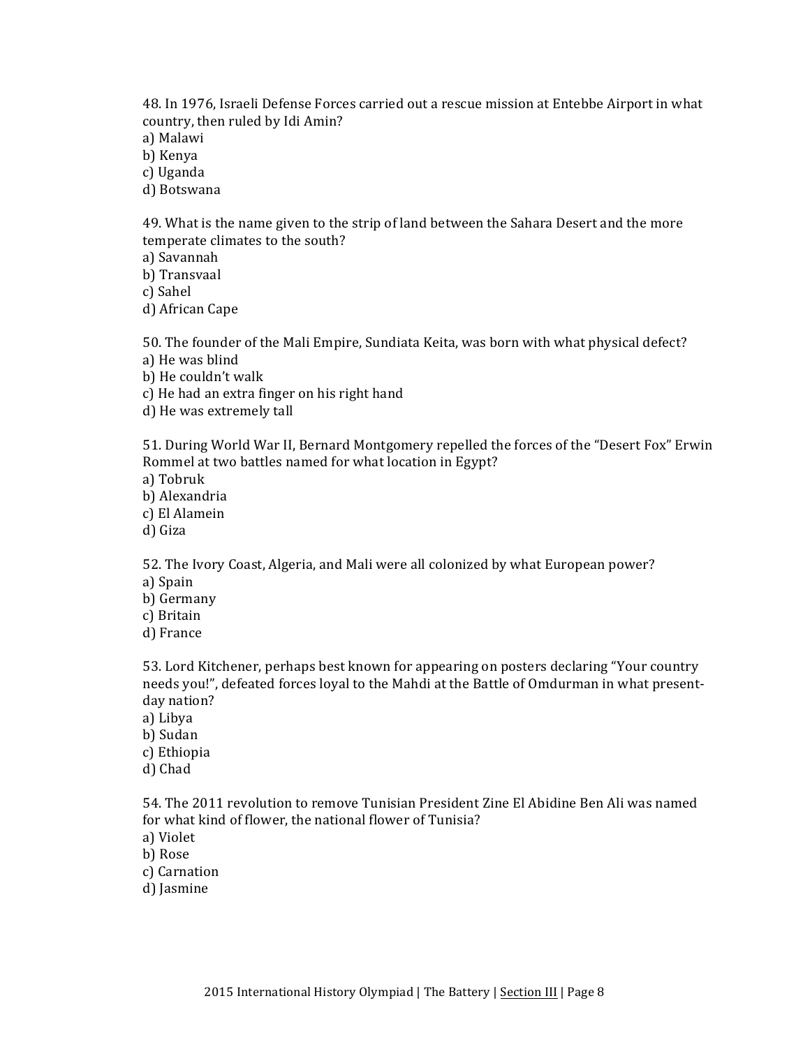48. In 1976, Israeli Defense Forces carried out a rescue mission at Entebbe Airport in what country, then ruled by Idi Amin?
a) Malawi
b) Kenya
c) Uganda
d) Botswana

49. What is the name given to the strip of land between the Sahara Desert and the more temperate climates to the south?
a) Savannah
b) Transvaal
c) Sahel
d) African Cape

50. The founder of the Mali Empire, Sundiata Keita, was born with what physical defect?
a) He was blind
b) He couldn't walk
c) He had an extra finger on his right hand
d) He was extremely tall

51. During World War II, Bernard Montgomery repelled the forces of the "Desert Fox" Erwin Rommel at two battles named for what location in Egypt?
a) Tobruk
b) Alexandria
c) El Alamein
d) Giza

52. The Ivory Coast, Algeria, and Mali were all colonized by what European power?
a) Spain
b) Germany
c) Britain
d) France

53. Lord Kitchener, perhaps best known for appearing on posters declaring "Your country needs you!", defeated forces loyal to the Mahdi at the Battle of Omdurman in what present-day nation?
a) Libya
b) Sudan
c) Ethiopia
d) Chad

54. The 2011 revolution to remove Tunisian President Zine El Abidine Ben Ali was named for what kind of flower, the national flower of Tunisia?
a) Violet
b) Rose
c) Carnation
d) Jasmine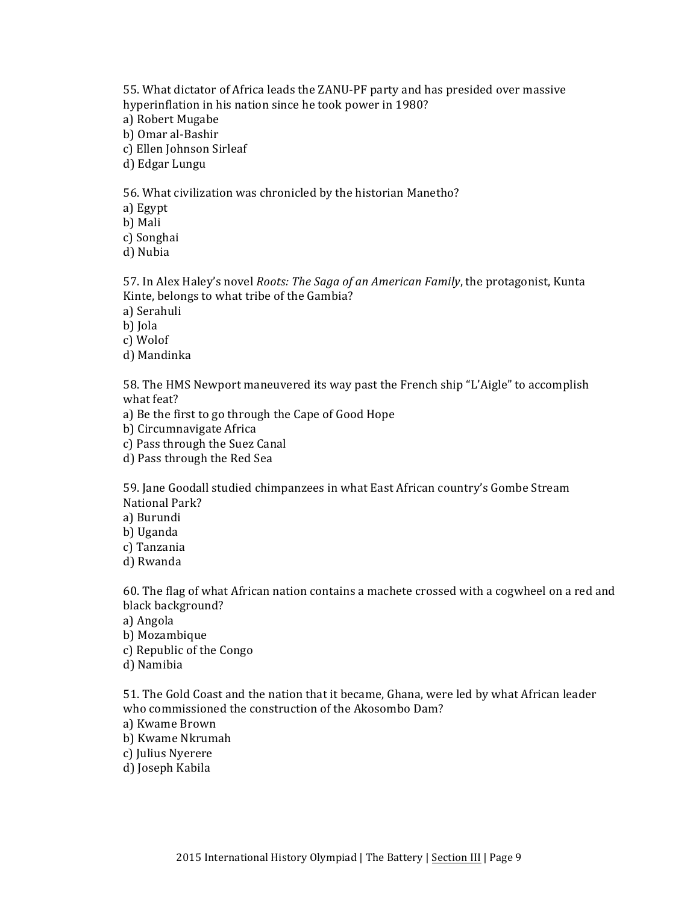55. What dictator of Africa leads the ZANU-PF party and has presided over massive hyperinflation in his nation since he took power in 1980?
a) Robert Mugabe
b) Omar al-Bashir
c) Ellen Johnson Sirleaf
d) Edgar Lungu

56. What civilization was chronicled by the historian Manetho?
a) Egypt
b) Mali
c) Songhai
d) Nubia

57. In Alex Haley's novel *Roots: The Saga of an American Family*, the protagonist, Kunta Kinte, belongs to what tribe of the Gambia?
a) Serahuli
b) Jola
c) Wolof
d) Mandinka

58. The HMS Newport maneuvered its way past the French ship "L'Aigle" to accomplish what feat?
a) Be the first to go through the Cape of Good Hope
b) Circumnavigate Africa
c) Pass through the Suez Canal
d) Pass through the Red Sea

59. Jane Goodall studied chimpanzees in what East African country's Gombe Stream National Park?
a) Burundi
b) Uganda
c) Tanzania
d) Rwanda

60. The flag of what African nation contains a machete crossed with a cogwheel on a red and black background?
a) Angola
b) Mozambique
c) Republic of the Congo
d) Namibia

51. The Gold Coast and the nation that it became, Ghana, were led by what African leader who commissioned the construction of the Akosombo Dam?
a) Kwame Brown
b) Kwame Nkrumah
c) Julius Nyerere
d) Joseph Kabila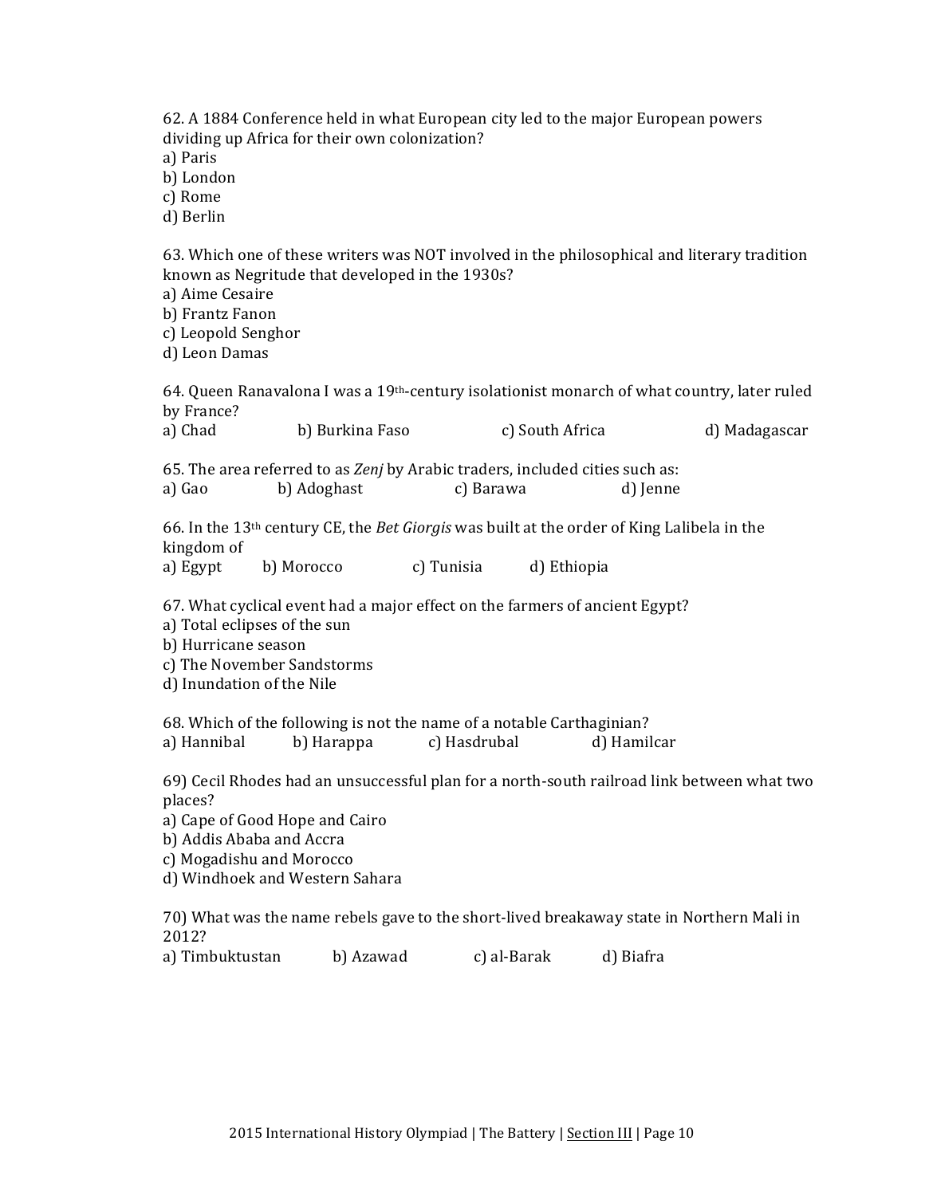62. A 1884 Conference held in what European city led to the major European powers dividing up Africa for their own colonization?
a) Paris
b) London
c) Rome
d) Berlin

63. Which one of these writers was NOT involved in the philosophical and literary tradition known as Negritude that developed in the 1930s?
a) Aime Cesaire
b) Frantz Fanon
c) Leopold Senghor
d) Leon Damas

64. Queen Ranavalona I was a 19th-century isolationist monarch of what country, later ruled by France?
a) Chad b) Burkina Faso c) South Africa d) Madagascar

65. The area referred to as *Zenj* by Arabic traders, included cities such as:
a) Gao b) Adoghast c) Barawa d) Jenne

66. In the 13th century CE, the *Bet Giorgis* was built at the order of King Lalibela in the kingdom of
a) Egypt b) Morocco c) Tunisia d) Ethiopia

67. What cyclical event had a major effect on the farmers of ancient Egypt?
a) Total eclipses of the sun
b) Hurricane season
c) The November Sandstorms
d) Inundation of the Nile

68. Which of the following is not the name of a notable Carthaginian?
a) Hannibal b) Harappa c) Hasdrubal d) Hamilcar

69) Cecil Rhodes had an unsuccessful plan for a north-south railroad link between what two places?
a) Cape of Good Hope and Cairo
b) Addis Ababa and Accra
c) Mogadishu and Morocco
d) Windhoek and Western Sahara

70) What was the name rebels gave to the short-lived breakaway state in Northern Mali in 2012?
a) Timbuktustan b) Azawad c) al-Barak d) Biafra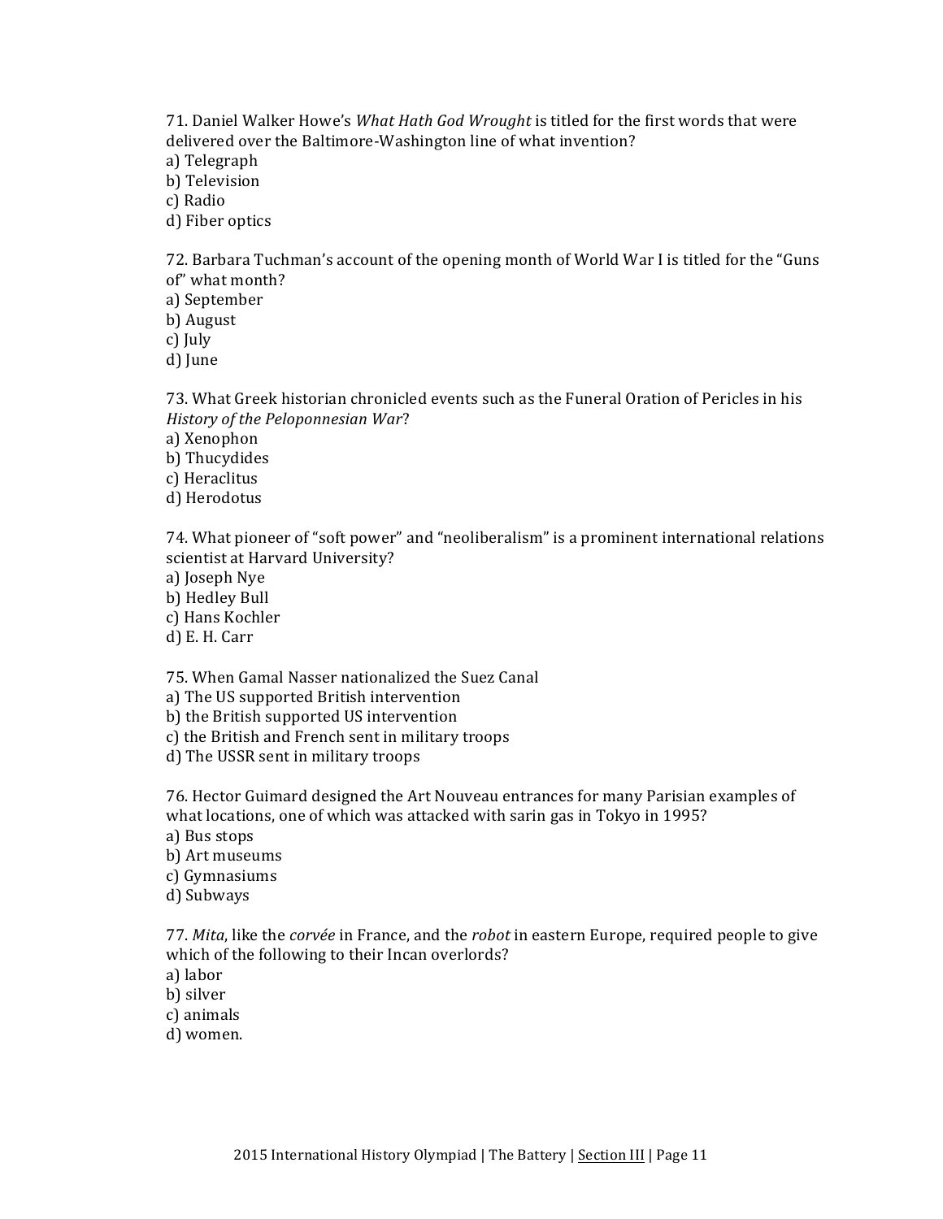71. Daniel Walker Howe's *What Hath God Wrought* is titled for the first words that were delivered over the Baltimore-Washington line of what invention?
a) Telegraph
b) Television
c) Radio
d) Fiber optics

72. Barbara Tuchman's account of the opening month of World War I is titled for the "Guns of" what month?
a) September
b) August
c) July
d) June

73. What Greek historian chronicled events such as the Funeral Oration of Pericles in his *History of the Peloponnesian War*?
a) Xenophon
b) Thucydides
c) Heraclitus
d) Herodotus

74. What pioneer of "soft power" and "neoliberalism" is a prominent international relations scientist at Harvard University?
a) Joseph Nye
b) Hedley Bull
c) Hans Kochler
d) E. H. Carr

75. When Gamal Nasser nationalized the Suez Canal
a) The US supported British intervention
b) the British supported US intervention
c) the British and French sent in military troops
d) The USSR sent in military troops

76. Hector Guimard designed the Art Nouveau entrances for many Parisian examples of what locations, one of which was attacked with sarin gas in Tokyo in 1995?
a) Bus stops
b) Art museums
c) Gymnasiums
d) Subways

77. *Mita*, like the *corvée* in France, and the *robot* in eastern Europe, required people to give which of the following to their Incan overlords?
a) labor
b) silver
c) animals
d) women.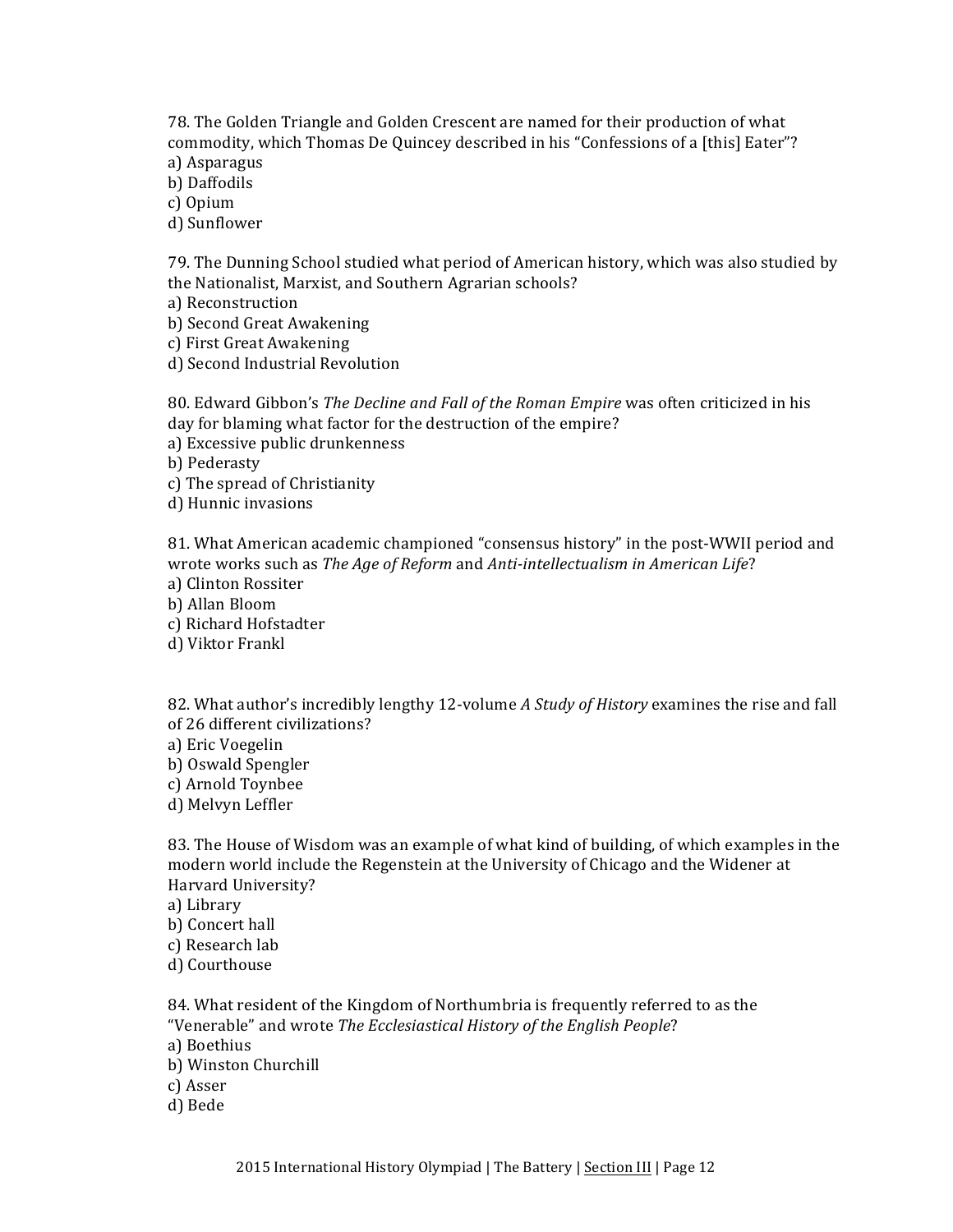78. The Golden Triangle and Golden Crescent are named for their production of what commodity, which Thomas De Quincey described in his "Confessions of a [this] Eater"?
a) Asparagus
b) Daffodils
c) Opium
d) Sunflower

79. The Dunning School studied what period of American history, which was also studied by the Nationalist, Marxist, and Southern Agrarian schools?
a) Reconstruction
b) Second Great Awakening
c) First Great Awakening
d) Second Industrial Revolution

80. Edward Gibbon's *The Decline and Fall of the Roman Empire* was often criticized in his day for blaming what factor for the destruction of the empire?
a) Excessive public drunkenness
b) Pederasty
c) The spread of Christianity
d) Hunnic invasions

81. What American academic championed "consensus history" in the post-WWII period and wrote works such as *The Age of Reform* and *Anti-intellectualism in American Life*?
a) Clinton Rossiter
b) Allan Bloom
c) Richard Hofstadter
d) Viktor Frankl

82. What author's incredibly lengthy 12-volume *A Study of History* examines the rise and fall of 26 different civilizations?
a) Eric Voegelin
b) Oswald Spengler
c) Arnold Toynbee
d) Melvyn Leffler

83. The House of Wisdom was an example of what kind of building, of which examples in the modern world include the Regenstein at the University of Chicago and the Widener at Harvard University?
a) Library
b) Concert hall
c) Research lab
d) Courthouse

84. What resident of the Kingdom of Northumbria is frequently referred to as the "Venerable" and wrote *The Ecclesiastical History of the English People*?
a) Boethius
b) Winston Churchill
c) Asser
d) Bede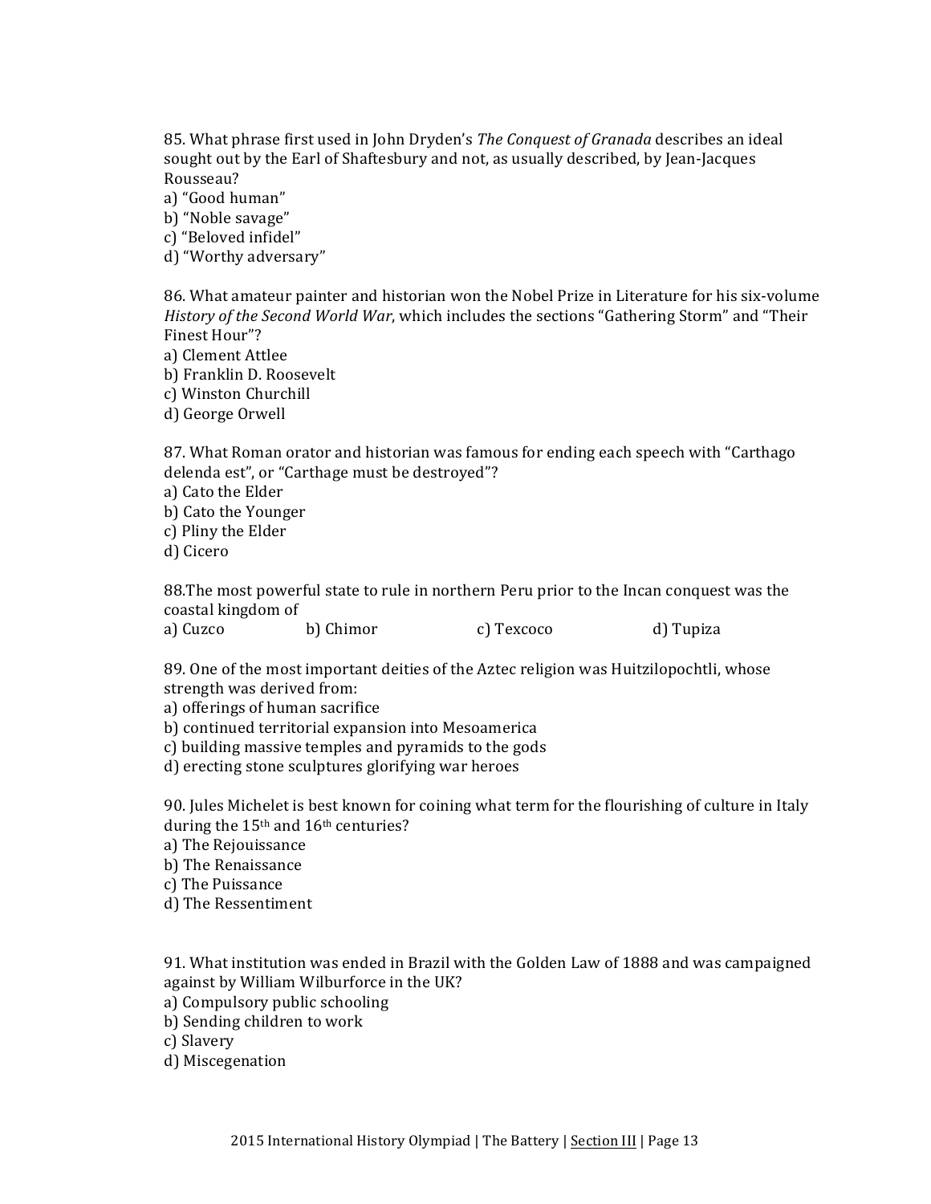85. What phrase first used in John Dryden's *The Conquest of Granada* describes an ideal sought out by the Earl of Shaftesbury and not, as usually described, by Jean-Jacques Rousseau?
a) "Good human"
b) "Noble savage"
c) "Beloved infidel"
d) "Worthy adversary"

86. What amateur painter and historian won the Nobel Prize in Literature for his six-volume *History of the Second World War*, which includes the sections "Gathering Storm" and "Their Finest Hour"?
a) Clement Attlee
b) Franklin D. Roosevelt
c) Winston Churchill
d) George Orwell

87. What Roman orator and historian was famous for ending each speech with "Carthago delenda est", or "Carthage must be destroyed"?
a) Cato the Elder
b) Cato the Younger
c) Pliny the Elder
d) Cicero

88.The most powerful state to rule in northern Peru prior to the Incan conquest was the coastal kingdom of
a) Cuzco b) Chimor c) Texcoco d) Tupiza

89. One of the most important deities of the Aztec religion was Huitzilopochtli, whose strength was derived from:
a) offerings of human sacrifice
b) continued territorial expansion into Mesoamerica
c) building massive temples and pyramids to the gods
d) erecting stone sculptures glorifying war heroes

90. Jules Michelet is best known for coining what term for the flourishing of culture in Italy during the 15th and 16th centuries?
a) The Rejouissance
b) The Renaissance
c) The Puissance
d) The Ressentiment

91. What institution was ended in Brazil with the Golden Law of 1888 and was campaigned against by William Wilburforce in the UK?
a) Compulsory public schooling
b) Sending children to work
c) Slavery
d) Miscegenation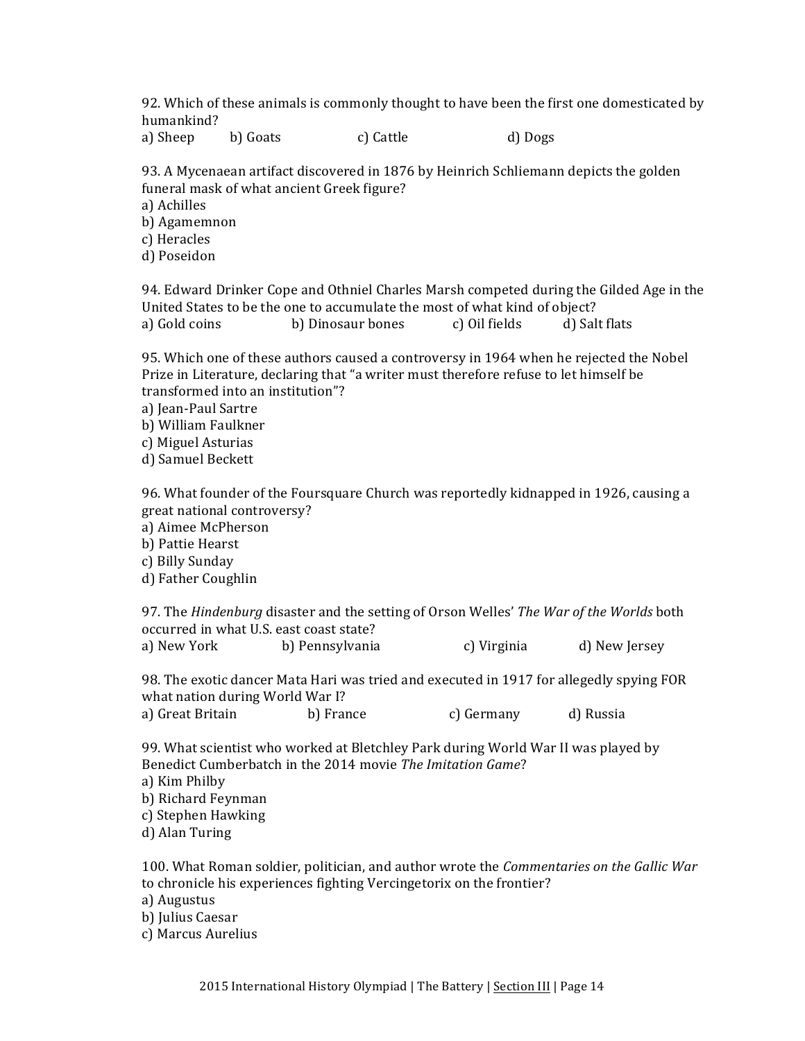92. Which of these animals is commonly thought to have been the first one domesticated by humankind?
a) Sheep b) Goats c) Cattle d) Dogs

93. A Mycenaean artifact discovered in 1876 by Heinrich Schliemann depicts the golden funeral mask of what ancient Greek figure?
a) Achilles
b) Agamemnon
c) Heracles
d) Poseidon

94. Edward Drinker Cope and Othniel Charles Marsh competed during the Gilded Age in the United States to be the one to accumulate the most of what kind of object?
a) Gold coins b) Dinosaur bones c) Oil fields d) Salt flats

95. Which one of these authors caused a controversy in 1964 when he rejected the Nobel Prize in Literature, declaring that "a writer must therefore refuse to let himself be transformed into an institution"?
a) Jean-Paul Sartre
b) William Faulkner
c) Miguel Asturias
d) Samuel Beckett

96. What founder of the Foursquare Church was reportedly kidnapped in 1926, causing a great national controversy?
a) Aimee McPherson
b) Pattie Hearst
c) Billy Sunday
d) Father Coughlin

97. The *Hindenburg* disaster and the setting of Orson Welles' *The War of the Worlds* both occurred in what U.S. east coast state?
a) New York b) Pennsylvania c) Virginia d) New Jersey

98. The exotic dancer Mata Hari was tried and executed in 1917 for allegedly spying FOR what nation during World War I?
a) Great Britain b) France c) Germany d) Russia

99. What scientist who worked at Bletchley Park during World War II was played by Benedict Cumberbatch in the 2014 movie *The Imitation Game*?
a) Kim Philby
b) Richard Feynman
c) Stephen Hawking
d) Alan Turing

100. What Roman soldier, politician, and author wrote the *Commentaries on the Gallic War* to chronicle his experiences fighting Vercingetorix on the frontier?
a) Augustus
b) Julius Caesar
c) Marcus Aurelius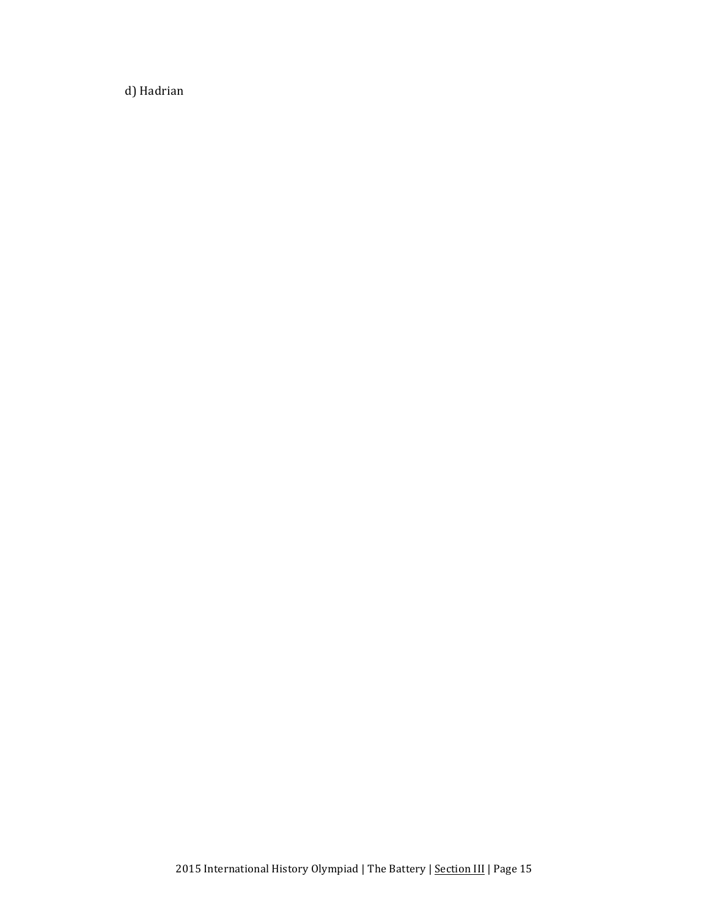d) Hadrian